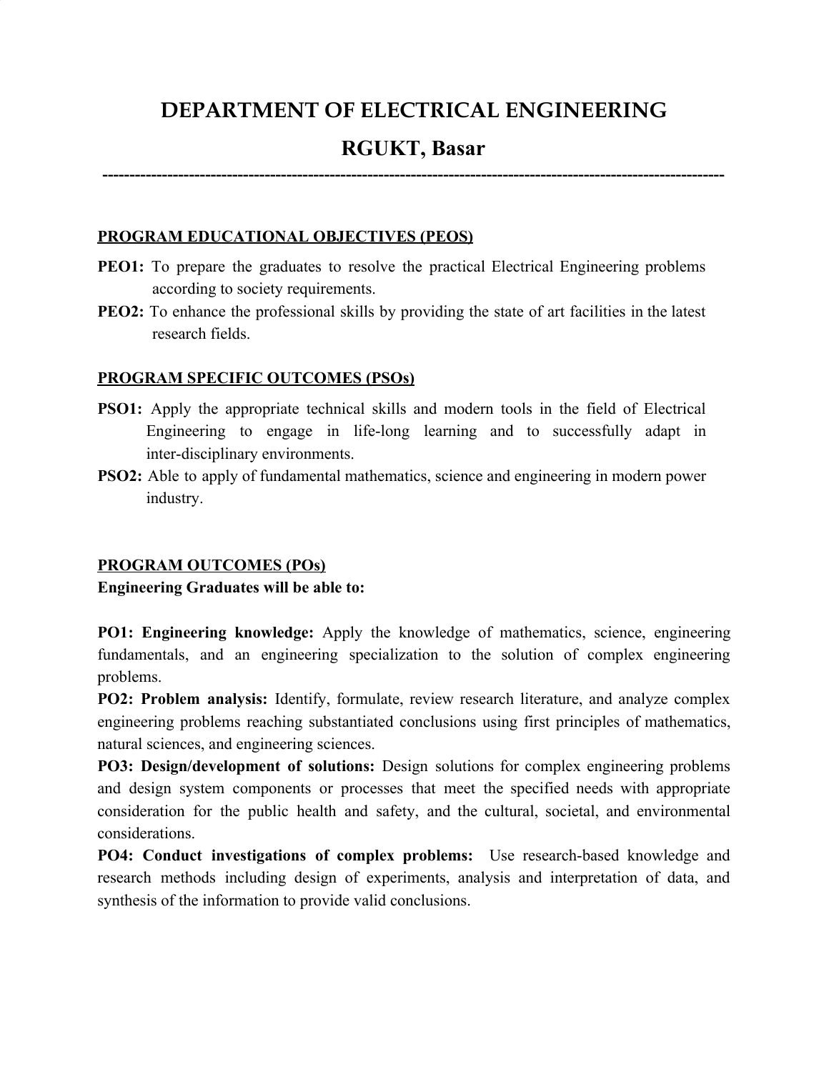# DEPARTMENT OF ELECTRICAL ENGINEERING

## RGUKT, Basar

---

### PROGRAM EDUCATIONAL OBJECTIVES (PEOS)

**PEO1:** To prepare the graduates to resolve the practical Electrical Engineering problems according to society requirements.

**PEO2:** To enhance the professional skills by providing the state of art facilities in the latest research fields.

### PROGRAM SPECIFIC OUTCOMES (PSOs)

**PSO1:** Apply the appropriate technical skills and modern tools in the field of Electrical Engineering to engage in life-long learning and to successfully adapt in inter-disciplinary environments.

**PSO2:** Able to apply of fundamental mathematics, science and engineering in modern power industry.

### PROGRAM OUTCOMES (POs)

**Engineering Graduates will be able to:**

**PO1: Engineering knowledge:** Apply the knowledge of mathematics, science, engineering fundamentals, and an engineering specialization to the solution of complex engineering problems.

**PO2: Problem analysis:** Identify, formulate, review research literature, and analyze complex engineering problems reaching substantiated conclusions using first principles of mathematics, natural sciences, and engineering sciences.

**PO3: Design/development of solutions:** Design solutions for complex engineering problems and design system components or processes that meet the specified needs with appropriate consideration for the public health and safety, and the cultural, societal, and environmental considerations.

**PO4: Conduct investigations of complex problems:** Use research-based knowledge and research methods including design of experiments, analysis and interpretation of data, and synthesis of the information to provide valid conclusions.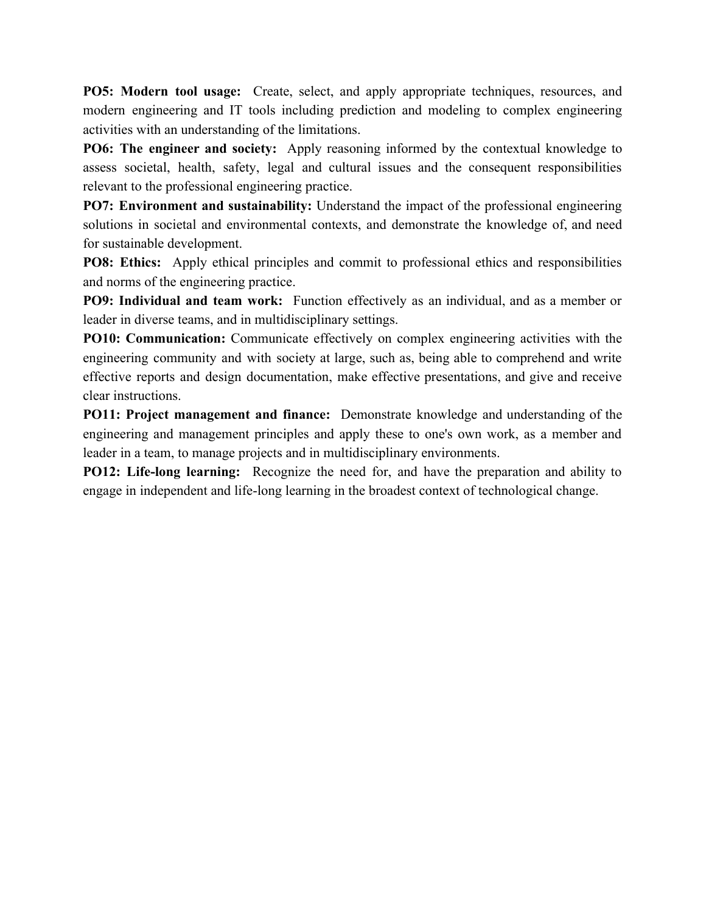**PO5: Modern tool usage:** Create, select, and apply appropriate techniques, resources, and modern engineering and IT tools including prediction and modeling to complex engineering activities with an understanding of the limitations.

**PO6: The engineer and society:** Apply reasoning informed by the contextual knowledge to assess societal, health, safety, legal and cultural issues and the consequent responsibilities relevant to the professional engineering practice.

**PO7: Environment and sustainability:** Understand the impact of the professional engineering solutions in societal and environmental contexts, and demonstrate the knowledge of, and need for sustainable development.

**PO8: Ethics:** Apply ethical principles and commit to professional ethics and responsibilities and norms of the engineering practice.

**PO9: Individual and team work:** Function effectively as an individual, and as a member or leader in diverse teams, and in multidisciplinary settings.

**PO10: Communication:** Communicate effectively on complex engineering activities with the engineering community and with society at large, such as, being able to comprehend and write effective reports and design documentation, make effective presentations, and give and receive clear instructions.

**PO11: Project management and finance:** Demonstrate knowledge and understanding of the engineering and management principles and apply these to one's own work, as a member and leader in a team, to manage projects and in multidisciplinary environments.

**PO12: Life-long learning:** Recognize the need for, and have the preparation and ability to engage in independent and life-long learning in the broadest context of technological change.